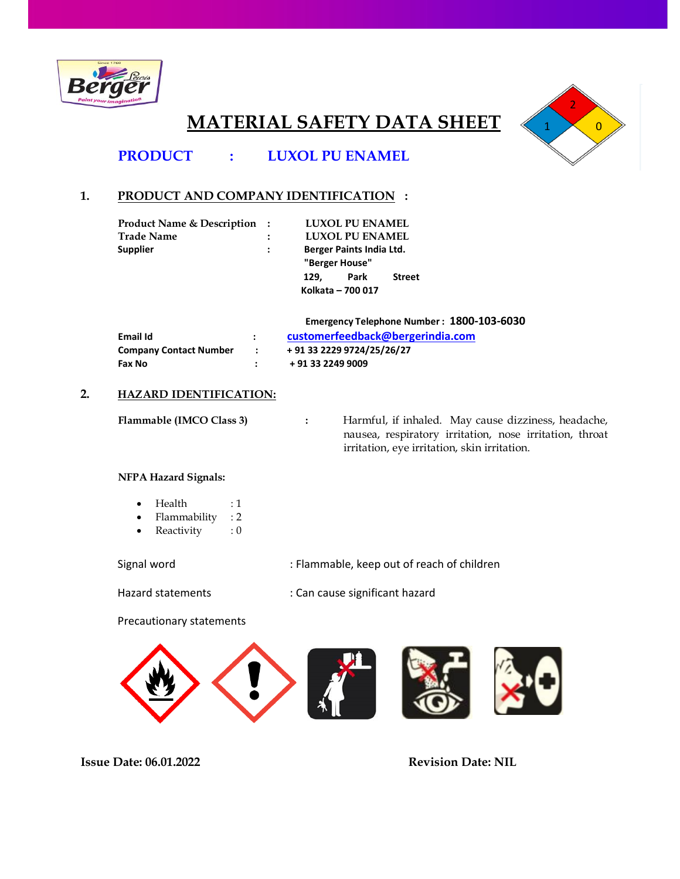# MATERIAL SAFETY DATA SHEET

**PRODUCT : LUXOL PU ENAMEL**

## 1. PRODUCT AND COMPANY IDENTIFICATION :

| | | |
|---|---|---|
| **Product Name & Description** | : | **LUXOL PU ENAMEL** |
| **Trade Name** | : | **LUXOL PU ENAMEL** |
| **Supplier** | : | **Berger Paints India Ltd.**<br>**"Berger House"**<br>**129, Park Street**<br>**Kolkata – 700 017** |

**Emergency Telephone Number : 1800-103-6030**

| | | |
|---|---|---|
| **Email Id** | : | **customerfeedback@bergerindia.com** |
| **Company Contact Number** | : | **+ 91 33 2229 9724/25/26/27** |
| **Fax No** | : | **+ 91 33 2249 9009** |

## 2. HAZARD IDENTIFICATION:

**Flammable (IMCO Class 3)** : Harmful, if inhaled. May cause dizziness, headache, nausea, respiratory irritation, nose irritation, throat irritation, eye irritation, skin irritation.

**NFPA Hazard Signals:**

- Health : 1
- Flammability : 2
- Reactivity : 0

Signal word : Flammable, keep out of reach of children

Hazard statements : Can cause significant hazard

Precautionary statements

**Issue Date: 06.01.2022** **Revision Date: NIL**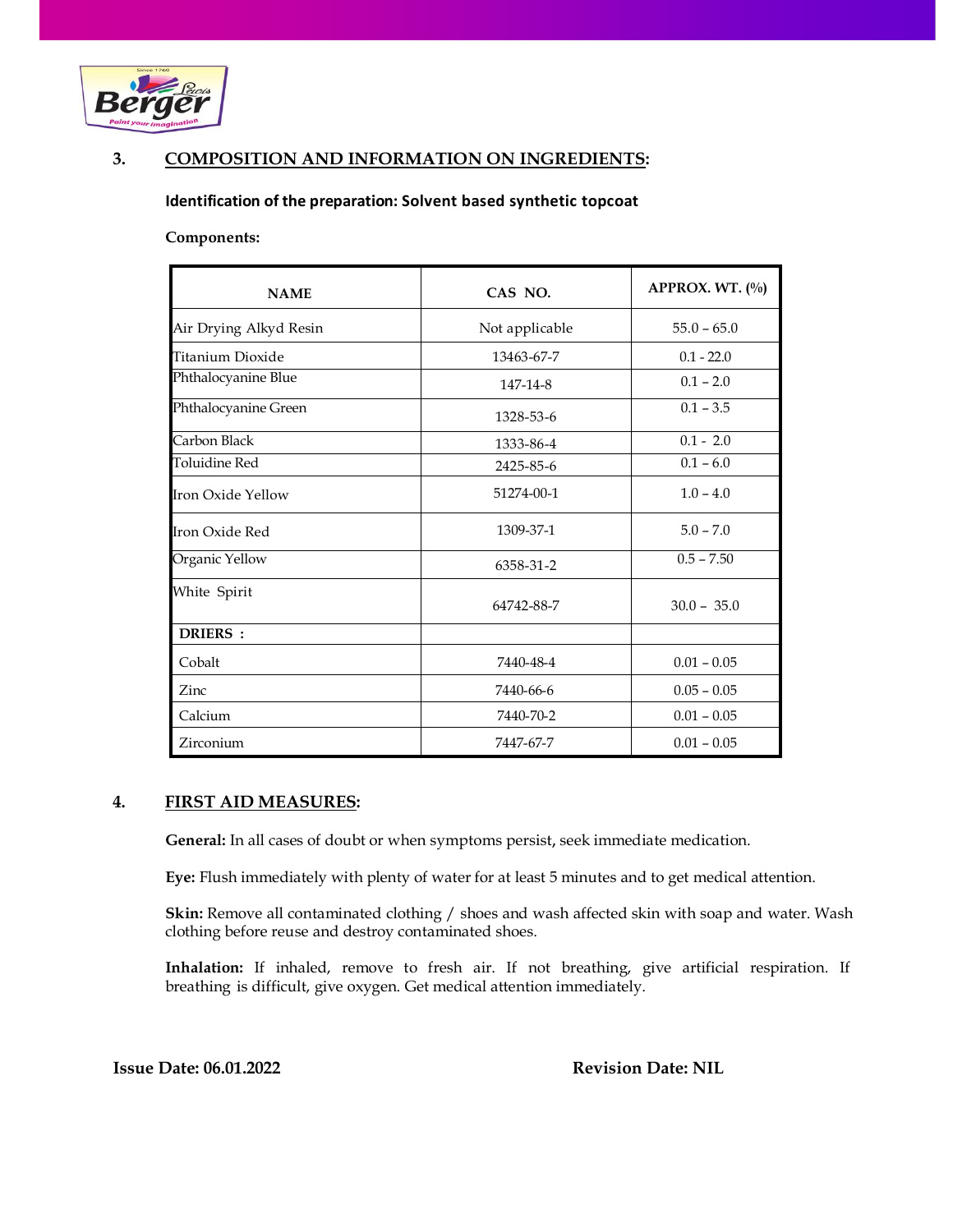## 3. COMPOSITION AND INFORMATION ON INGREDIENTS:

**Identification of the preparation: Solvent based synthetic topcoat**

**Components:**

| NAME | CAS NO. | APPROX. WT. (%) |
|---|---|---|
| Air Drying Alkyd Resin | Not applicable | 55.0 – 65.0 |
| Titanium Dioxide | 13463-67-7 | 0.1 - 22.0 |
| Phthalocyanine Blue | 147-14-8 | 0.1 – 2.0 |
| Phthalocyanine Green | 1328-53-6 | 0.1 – 3.5 |
| Carbon Black | 1333-86-4 | 0.1 - 2.0 |
| Toluidine Red | 2425-85-6 | 0.1 – 6.0 |
| Iron Oxide Yellow | 51274-00-1 | 1.0 – 4.0 |
| Iron Oxide Red | 1309-37-1 | 5.0 – 7.0 |
| Organic Yellow | 6358-31-2 | 0.5 – 7.50 |
| White Spirit | 64742-88-7 | 30.0 – 35.0 |
| **DRIERS :** | | |
| Cobalt | 7440-48-4 | 0.01 – 0.05 |
| Zinc | 7440-66-6 | 0.05 – 0.05 |
| Calcium | 7440-70-2 | 0.01 – 0.05 |
| Zirconium | 7447-67-7 | 0.01 – 0.05 |

## 4. FIRST AID MEASURES:

**General:** In all cases of doubt or when symptoms persist, seek immediate medication.

**Eye:** Flush immediately with plenty of water for at least 5 minutes and to get medical attention.

**Skin:** Remove all contaminated clothing / shoes and wash affected skin with soap and water. Wash clothing before reuse and destroy contaminated shoes.

**Inhalation:** If inhaled, remove to fresh air. If not breathing, give artificial respiration. If breathing is difficult, give oxygen. Get medical attention immediately.

**Issue Date: 06.01.2022** **Revision Date: NIL**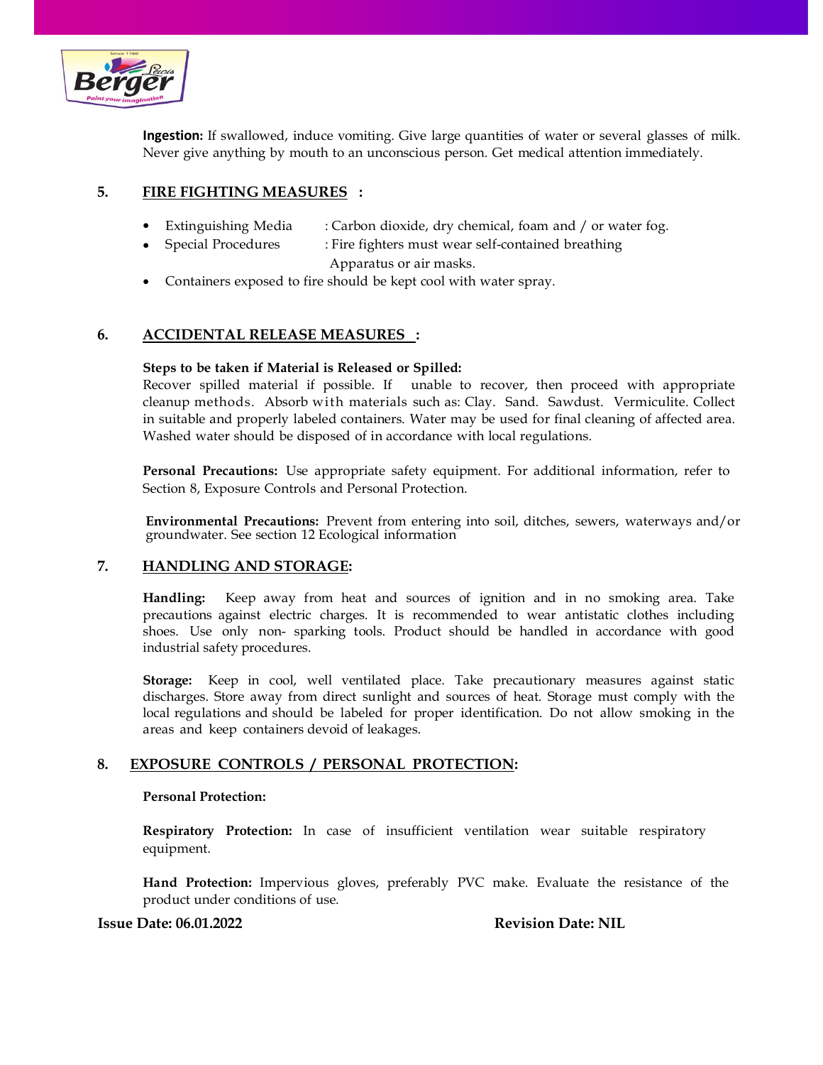**Ingestion:** If swallowed, induce vomiting. Give large quantities of water or several glasses of milk. Never give anything by mouth to an unconscious person. Get medical attention immediately.

## 5. FIRE FIGHTING MEASURES :

- Extinguishing Media : Carbon dioxide, dry chemical, foam and / or water fog.
- Special Procedures : Fire fighters must wear self-contained breathing Apparatus or air masks.
- Containers exposed to fire should be kept cool with water spray.

## 6. ACCIDENTAL RELEASE MEASURES :

**Steps to be taken if Material is Released or Spilled:**
Recover spilled material if possible. If unable to recover, then proceed with appropriate cleanup methods. Absorb with materials such as: Clay. Sand. Sawdust. Vermiculite. Collect in suitable and properly labeled containers. Water may be used for final cleaning of affected area. Washed water should be disposed of in accordance with local regulations.

**Personal Precautions:** Use appropriate safety equipment. For additional information, refer to Section 8, Exposure Controls and Personal Protection.

**Environmental Precautions:** Prevent from entering into soil, ditches, sewers, waterways and/or groundwater. See section 12 Ecological information

## 7. HANDLING AND STORAGE:

**Handling:** Keep away from heat and sources of ignition and in no smoking area. Take precautions against electric charges. It is recommended to wear antistatic clothes including shoes. Use only non- sparking tools. Product should be handled in accordance with good industrial safety procedures.

**Storage:** Keep in cool, well ventilated place. Take precautionary measures against static discharges. Store away from direct sunlight and sources of heat. Storage must comply with the local regulations and should be labeled for proper identification. Do not allow smoking in the areas and keep containers devoid of leakages.

## 8. EXPOSURE CONTROLS / PERSONAL PROTECTION:

**Personal Protection:**

**Respiratory Protection:** In case of insufficient ventilation wear suitable respiratory equipment.

**Hand Protection:** Impervious gloves, preferably PVC make. Evaluate the resistance of the product under conditions of use.

**Issue Date: 06.01.2022** **Revision Date: NIL**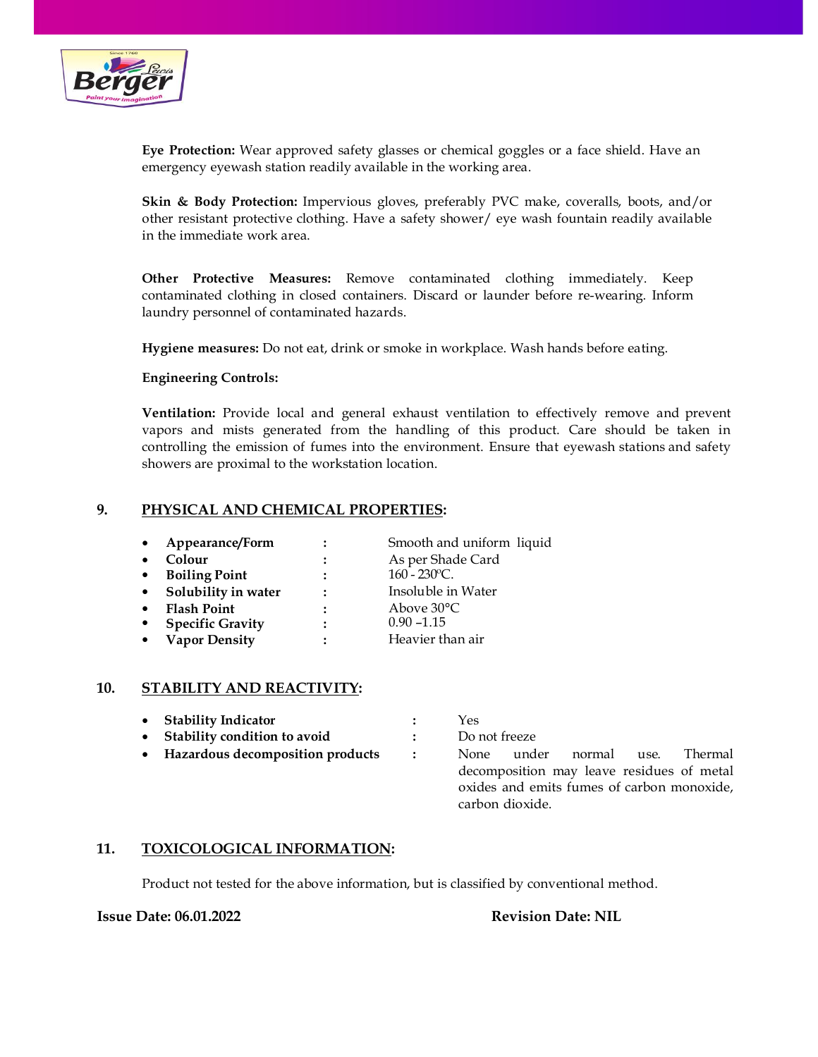**Eye Protection:** Wear approved safety glasses or chemical goggles or a face shield. Have an emergency eyewash station readily available in the working area.

**Skin & Body Protection:** Impervious gloves, preferably PVC make, coveralls, boots, and/or other resistant protective clothing. Have a safety shower/ eye wash fountain readily available in the immediate work area.

**Other Protective Measures:** Remove contaminated clothing immediately. Keep contaminated clothing in closed containers. Discard or launder before re-wearing. Inform laundry personnel of contaminated hazards.

**Hygiene measures:** Do not eat, drink or smoke in workplace. Wash hands before eating.

**Engineering Controls:**

**Ventilation:** Provide local and general exhaust ventilation to effectively remove and prevent vapors and mists generated from the handling of this product. Care should be taken in controlling the emission of fumes into the environment. Ensure that eyewash stations and safety showers are proximal to the workstation location.

## 9. PHYSICAL AND CHEMICAL PROPERTIES:

- **Appearance/Form** : Smooth and uniform liquid
- **Colour** : As per Shade Card
- **Boiling Point** : 160 - 230ºC.
- **Solubility in water** : Insoluble in Water
- **Flash Point** : Above 30°C
- **Specific Gravity** : 0.90 –1.15
- **Vapor Density** : Heavier than air

## 10. STABILITY AND REACTIVITY:

- **Stability Indicator** : Yes
- **Stability condition to avoid** : Do not freeze
- **Hazardous decomposition products** : None under normal use. Thermal decomposition may leave residues of metal oxides and emits fumes of carbon monoxide, carbon dioxide.

## 11. TOXICOLOGICAL INFORMATION:

Product not tested for the above information, but is classified by conventional method.

**Issue Date: 06.01.2022** **Revision Date: NIL**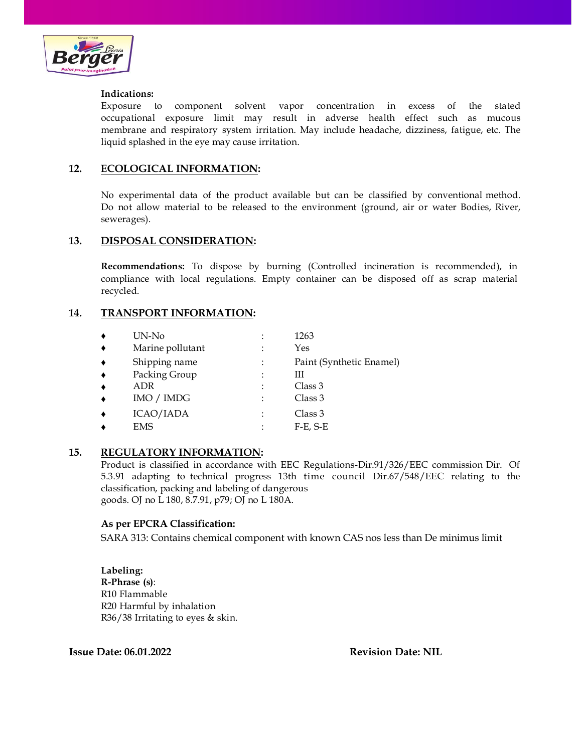**Indications:**
Exposure to component solvent vapor concentration in excess of the stated occupational exposure limit may result in adverse health effect such as mucous membrane and respiratory system irritation. May include headache, dizziness, fatigue, etc. The liquid splashed in the eye may cause irritation.

## 12. ECOLOGICAL INFORMATION:

No experimental data of the product available but can be classified by conventional method. Do not allow material to be released to the environment (ground, air or water Bodies, River, sewerages).

## 13. DISPOSAL CONSIDERATION:

**Recommendations:** To dispose by burning (Controlled incineration is recommended), in compliance with local regulations. Empty container can be disposed off as scrap material recycled.

## 14. TRANSPORT INFORMATION:

- UN-No : 1263
- Marine pollutant : Yes
- Shipping name : Paint (Synthetic Enamel)
- Packing Group : III
- ADR : Class 3
- IMO / IMDG : Class 3
- ICAO/IADA : Class 3
- EMS : F-E, S-E

## 15. REGULATORY INFORMATION:

Product is classified in accordance with EEC Regulations-Dir.91/326/EEC commission Dir. Of 5.3.91 adapting to technical progress 13th time council Dir.67/548/EEC relating to the classification, packing and labeling of dangerous goods. OJ no L 180, 8.7.91, p79; OJ no L 180A.

**As per EPCRA Classification:**
SARA 313: Contains chemical component with known CAS nos less than De minimus limit

**Labeling:**
**R-Phrase (s)**:
R10 Flammable
R20 Harmful by inhalation
R36/38 Irritating to eyes & skin.

**Issue Date: 06.01.2022** **Revision Date: NIL**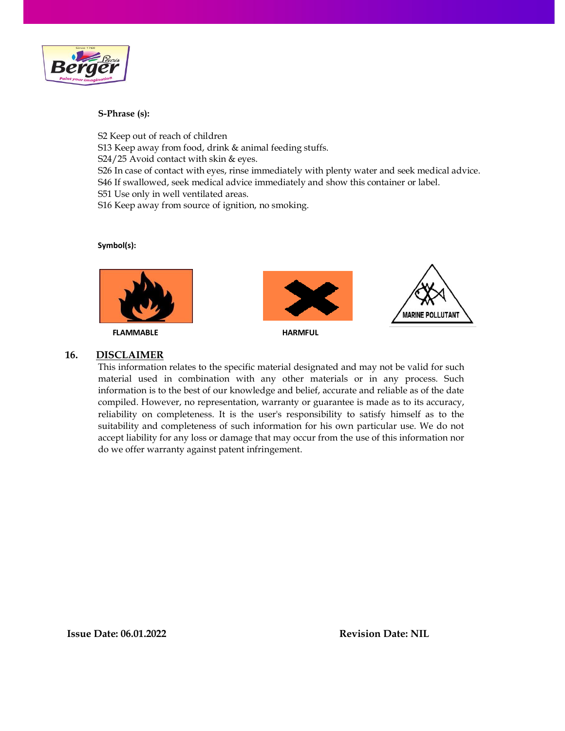**S-Phrase (s):**

S2 Keep out of reach of children
S13 Keep away from food, drink & animal feeding stuffs.
S24/25 Avoid contact with skin & eyes.
S26 In case of contact with eyes, rinse immediately with plenty water and seek medical advice.
S46 If swallowed, seek medical advice immediately and show this container or label.
S51 Use only in well ventilated areas.
S16 Keep away from source of ignition, no smoking.

**Symbol(s):**

FLAMMABLE

HARMFUL

MARINE POLLUTANT

## 16. DISCLAIMER

This information relates to the specific material designated and may not be valid for such material used in combination with any other materials or in any process. Such information is to the best of our knowledge and belief, accurate and reliable as of the date compiled. However, no representation, warranty or guarantee is made as to its accuracy, reliability on completeness. It is the user's responsibility to satisfy himself as to the suitability and completeness of such information for his own particular use. We do not accept liability for any loss or damage that may occur from the use of this information nor do we offer warranty against patent infringement.

**Issue Date: 06.01.2022** **Revision Date: NIL**